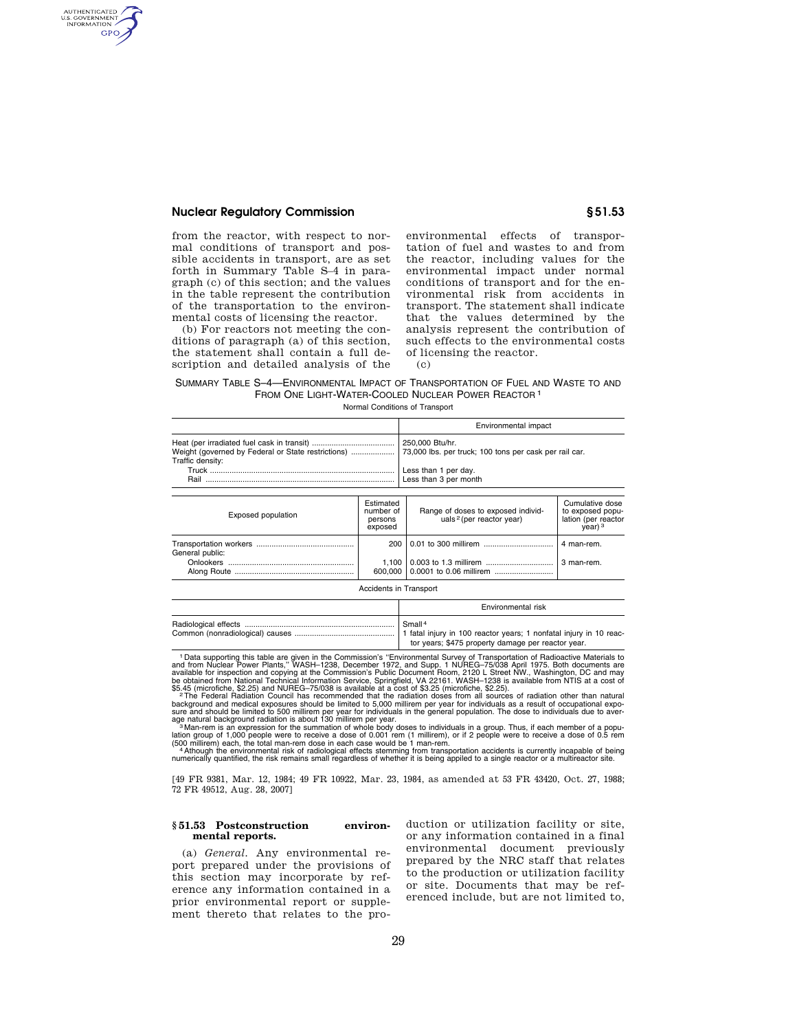from the reactor, with respect to normal conditions of transport and possible accidents in transport, are as set forth in Summary Table S–4 in paragraph (c) of this section; and the values in the table represent the contribution of the transportation to the environmental costs of licensing the reactor.

(b) For reactors not meeting the conditions of paragraph (a) of this section, the statement shall contain a full description and detailed analysis of the environmental effects of transportation of fuel and wastes to and from the reactor, including values for the environmental impact under normal conditions of transport and for the environmental risk from accidents in transport. The statement shall indicate that the values determined by the analysis represent the contribution of such effects to the environmental costs of licensing the reactor.

(c)

SUMMARY TABLE S–4—ENVIRONMENTAL IMPACT OF TRANSPORTATION OF FUEL AND WASTE TO AND FROM ONE LIGHT-WATER-COOLED NUCLEAR POWER REACTOR [1]

Normal Conditions of Transport

| | Environmental impact |
|---|---|
| Heat (per irradiated fuel cask in transit) | 250,000 Btu/hr. |
| Weight (governed by Federal or State restrictions) | 73,000 lbs. per truck; 100 tons per cask per rail car. |
| Traffic density: | |
| Truck | Less than 1 per day. |
| Rail | Less than 3 per month |

| Exposed population | Estimated number of persons exposed | Range of doses to exposed individuals [2] (per reactor year) | Cumulative dose to exposed population (per reactor year) [3] |
|---|---|---|---|
| Transportation workers | 200 | 0.01 to 300 millirem | 4 man-rem. |
| General public: | | | |
| Onlookers | 1,100 | 0.003 to 1.3 millirem | 3 man-rem. |
| Along Route | 600,000 | 0.0001 to 0.06 millirem | |

Accidents in Transport

| | Environmental risk |
|---|---|
| Radiological effects | Small [4] |
| Common (nonradiological) causes | 1 fatal injury in 100 reactor years; 1 nonfatal injury in 10 reactor years; $475 property damage per reactor year. |

[1] Data supporting this table are given in the Commission's "Environmental Survey of Transportation of Radioactive Materials to and from Nuclear Power Plants," WASH–1238, December 1972, and Supp. 1 NUREG–75/038 April 1975. Both documents are available for inspection and copying at the Commission's Public Document Room, 2120 L Street NW., Washington, DC and may be obtained from National Technical Information Service, Springfield, VA 22161. WASH–1238 is available from NTIS at a cost of $5.45 (microfiche, $2.25) and NUREG–75/038 is available at a cost of $3.25 (microfiche, $2.25).

[2] The Federal Radiation Council has recommended that the radiation doses from all sources of radiation other than natural background and medical exposures should be limited to 5,000 millirem per year for individuals as a result of occupational exposure and should be limited to 500 millirem per year for individuals in the general population. The dose to individuals due to average natural background radiation is about 130 millirem per year.

[3] Man-rem is an expression for the summation of whole body doses to individuals in a group. Thus, if each member of a population group of 1,000 people were to receive a dose of 0.001 rem (1 millirem), or if 2 people were to receive a dose of 0.5 rem (500 millirem) each, the total man-rem dose in each case would be 1 man-rem.

[4] Although the environmental risk of radiological effects stemming from transportation accidents is currently incapable of being numerically quantified, the risk remains small regardless of whether it is being applied to a single reactor or a multireactor site.

[49 FR 9381, Mar. 12, 1984; 49 FR 10922, Mar. 23, 1984, as amended at 53 FR 43420, Oct. 27, 1988; 72 FR 49512, Aug. 28, 2007]

## § 51.53 Postconstruction environmental reports.

(a) *General.* Any environmental report prepared under the provisions of this section may incorporate by reference any information contained in a prior environmental report or supplement thereto that relates to the production or utilization facility or site, or any information contained in a final environmental document previously prepared by the NRC staff that relates to the production or utilization facility or site. Documents that may be referenced include, but are not limited to,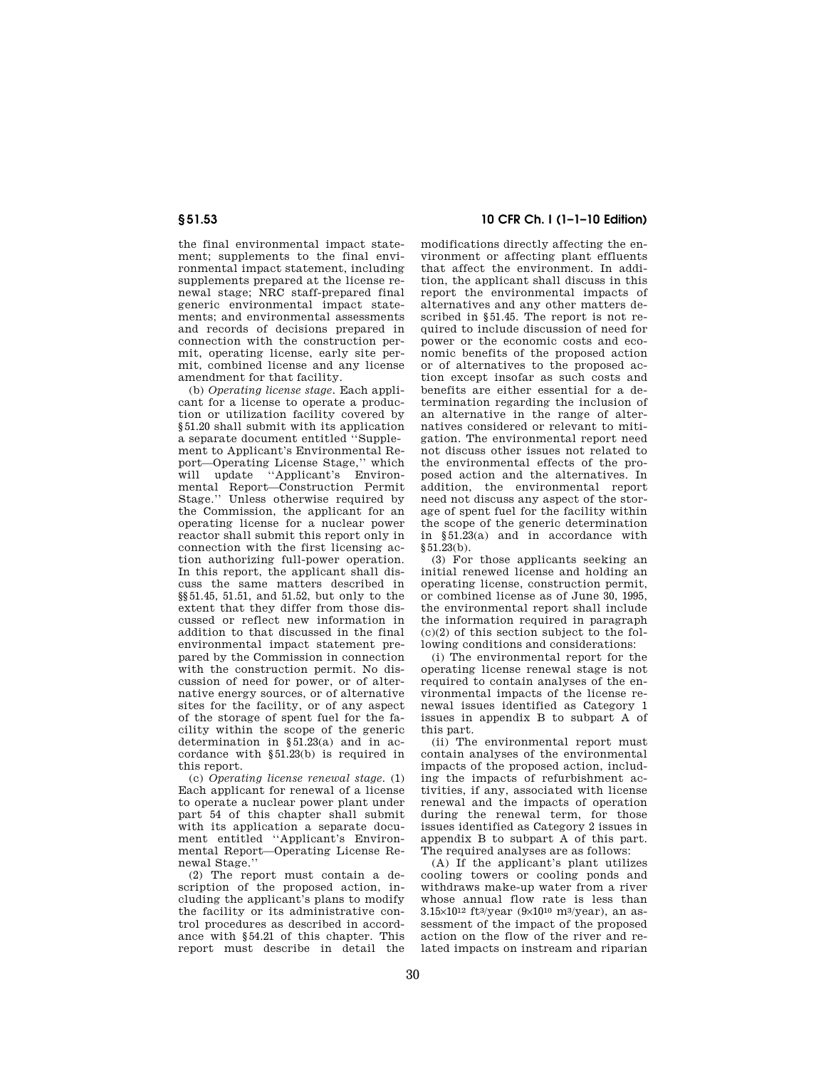the final environmental impact statement; supplements to the final environmental impact statement, including supplements prepared at the license renewal stage; NRC staff-prepared final generic environmental impact statements; and environmental assessments and records of decisions prepared in connection with the construction permit, operating license, early site permit, combined license and any license amendment for that facility.

(b) *Operating license stage.* Each applicant for a license to operate a production or utilization facility covered by §51.20 shall submit with its application a separate document entitled ''Supplement to Applicant's Environmental Report—Operating License Stage,'' which will update ''Applicant's Environmental Report—Construction Permit Stage.'' Unless otherwise required by the Commission, the applicant for an operating license for a nuclear power reactor shall submit this report only in connection with the first licensing action authorizing full-power operation. In this report, the applicant shall discuss the same matters described in §§51.45, 51.51, and 51.52, but only to the extent that they differ from those discussed or reflect new information in addition to that discussed in the final environmental impact statement prepared by the Commission in connection with the construction permit. No discussion of need for power, or of alternative energy sources, or of alternative sites for the facility, or of any aspect of the storage of spent fuel for the facility within the scope of the generic determination in §51.23(a) and in accordance with §51.23(b) is required in this report.

(c) *Operating license renewal stage.* (1) Each applicant for renewal of a license to operate a nuclear power plant under part 54 of this chapter shall submit with its application a separate document entitled ''Applicant's Environmental Report—Operating License Renewal Stage.''

(2) The report must contain a description of the proposed action, including the applicant's plans to modify the facility or its administrative control procedures as described in accordance with §54.21 of this chapter. This report must describe in detail the modifications directly affecting the environment or affecting plant effluents that affect the environment. In addition, the applicant shall discuss in this report the environmental impacts of alternatives and any other matters described in §51.45. The report is not required to include discussion of need for power or the economic costs and economic benefits of the proposed action or of alternatives to the proposed action except insofar as such costs and benefits are either essential for a determination regarding the inclusion of an alternative in the range of alternatives considered or relevant to mitigation. The environmental report need not discuss other issues not related to the environmental effects of the proposed action and the alternatives. In addition, the environmental report need not discuss any aspect of the storage of spent fuel for the facility within the scope of the generic determination in §51.23(a) and in accordance with §51.23(b).

(3) For those applicants seeking an initial renewed license and holding an operating license, construction permit, or combined license as of June 30, 1995, the environmental report shall include the information required in paragraph (c)(2) of this section subject to the following conditions and considerations:

(i) The environmental report for the operating license renewal stage is not required to contain analyses of the environmental impacts of the license renewal issues identified as Category 1 issues in appendix B to subpart A of this part.

(ii) The environmental report must contain analyses of the environmental impacts of the proposed action, including the impacts of refurbishment activities, if any, associated with license renewal and the impacts of operation during the renewal term, for those issues identified as Category 2 issues in appendix B to subpart A of this part. The required analyses are as follows:

(A) If the applicant's plant utilizes cooling towers or cooling ponds and withdraws make-up water from a river whose annual flow rate is less than $3.15 \times 10^{12}$ $ft^3$/year ($9 \times 10^{10}$ $m^3$/year), an assessment of the impact of the proposed action on the flow of the river and related impacts on instream and riparian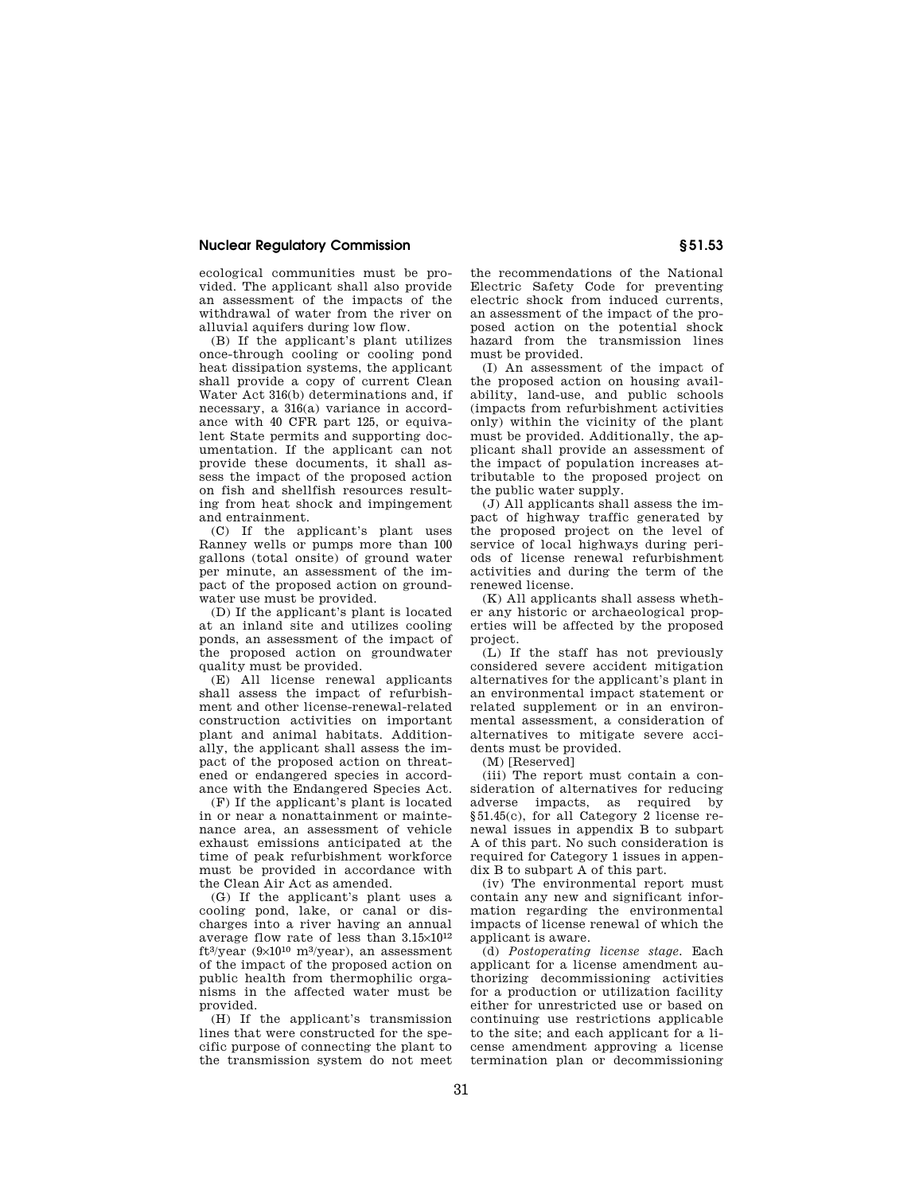ecological communities must be provided. The applicant shall also provide an assessment of the impacts of the withdrawal of water from the river on alluvial aquifers during low flow.

(B) If the applicant's plant utilizes once-through cooling or cooling pond heat dissipation systems, the applicant shall provide a copy of current Clean Water Act 316(b) determinations and, if necessary, a 316(a) variance in accordance with 40 CFR part 125, or equivalent State permits and supporting documentation. If the applicant can not provide these documents, it shall assess the impact of the proposed action on fish and shellfish resources resulting from heat shock and impingement and entrainment.

(C) If the applicant's plant uses Ranney wells or pumps more than 100 gallons (total onsite) of ground water per minute, an assessment of the impact of the proposed action on groundwater use must be provided.

(D) If the applicant's plant is located at an inland site and utilizes cooling ponds, an assessment of the impact of the proposed action on groundwater quality must be provided.

(E) All license renewal applicants shall assess the impact of refurbishment and other license-renewal-related construction activities on important plant and animal habitats. Additionally, the applicant shall assess the impact of the proposed action on threatened or endangered species in accordance with the Endangered Species Act.

(F) If the applicant's plant is located in or near a nonattainment or maintenance area, an assessment of vehicle exhaust emissions anticipated at the time of peak refurbishment workforce must be provided in accordance with the Clean Air Act as amended.

(G) If the applicant's plant uses a cooling pond, lake, or canal or discharges into a river having an annual average flow rate of less than $3.15 \times 10^{12}$ $ft^3$/year ($9 \times 10^{10}$ $m^3$/year), an assessment of the impact of the proposed action on public health from thermophilic organisms in the affected water must be provided.

(H) If the applicant's transmission lines that were constructed for the specific purpose of connecting the plant to the transmission system do not meet the recommendations of the National Electric Safety Code for preventing electric shock from induced currents, an assessment of the impact of the proposed action on the potential shock hazard from the transmission lines must be provided.

(I) An assessment of the impact of the proposed action on housing availability, land-use, and public schools (impacts from refurbishment activities only) within the vicinity of the plant must be provided. Additionally, the applicant shall provide an assessment of the impact of population increases attributable to the proposed project on the public water supply.

(J) All applicants shall assess the impact of highway traffic generated by the proposed project on the level of service of local highways during periods of license renewal refurbishment activities and during the term of the renewed license.

(K) All applicants shall assess whether any historic or archaeological properties will be affected by the proposed project.

(L) If the staff has not previously considered severe accident mitigation alternatives for the applicant's plant in an environmental impact statement or related supplement or in an environmental assessment, a consideration of alternatives to mitigate severe accidents must be provided.

(M) [Reserved]

(iii) The report must contain a consideration of alternatives for reducing adverse impacts, as required by §51.45(c), for all Category 2 license renewal issues in appendix B to subpart A of this part. No such consideration is required for Category 1 issues in appendix B to subpart A of this part.

(iv) The environmental report must contain any new and significant information regarding the environmental impacts of license renewal of which the applicant is aware.

(d) *Postoperating license stage.* Each applicant for a license amendment authorizing decommissioning activities for a production or utilization facility either for unrestricted use or based on continuing use restrictions applicable to the site; and each applicant for a license amendment approving a license termination plan or decommissioning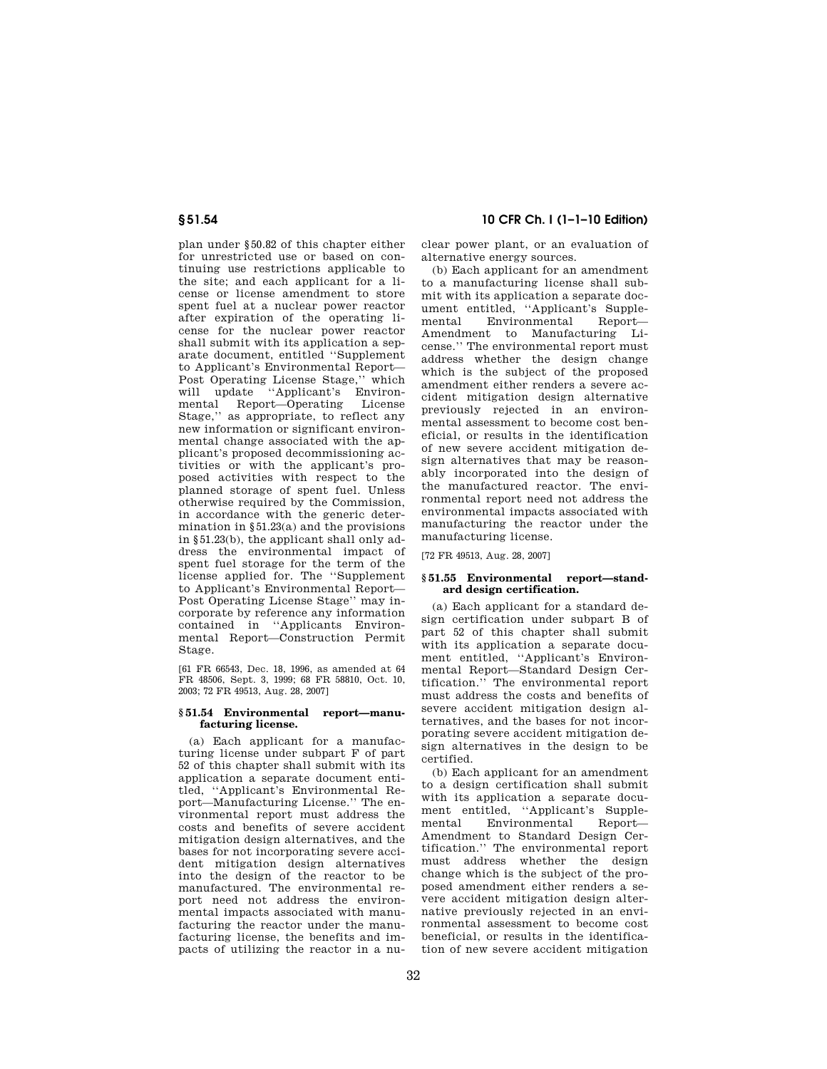plan under §50.82 of this chapter either for unrestricted use or based on continuing use restrictions applicable to the site; and each applicant for a license or license amendment to store spent fuel at a nuclear power reactor after expiration of the operating license for the nuclear power reactor shall submit with its application a separate document, entitled ''Supplement to Applicant's Environmental Report—Post Operating License Stage,'' which will update ''Applicant's Environmental Report—Operating License Stage,'' as appropriate, to reflect any new information or significant environmental change associated with the applicant's proposed decommissioning activities or with the applicant's proposed activities with respect to the planned storage of spent fuel. Unless otherwise required by the Commission, in accordance with the generic determination in §51.23(a) and the provisions in §51.23(b), the applicant shall only address the environmental impact of spent fuel storage for the term of the license applied for. The ''Supplement to Applicant's Environmental Report—Post Operating License Stage'' may incorporate by reference any information contained in ''Applicants Environmental Report—Construction Permit Stage.

[61 FR 66543, Dec. 18, 1996, as amended at 64 FR 48506, Sept. 3, 1999; 68 FR 58810, Oct. 10, 2003; 72 FR 49513, Aug. 28, 2007]

**§51.54 Environmental report—manufacturing license.**

(a) Each applicant for a manufacturing license under subpart F of part 52 of this chapter shall submit with its application a separate document entitled, ''Applicant's Environmental Report—Manufacturing License.'' The environmental report must address the costs and benefits of severe accident mitigation design alternatives, and the bases for not incorporating severe accident mitigation design alternatives into the design of the reactor to be manufactured. The environmental report need not address the environmental impacts associated with manufacturing the reactor under the manufacturing license, the benefits and impacts of utilizing the reactor in a nuclear power plant, or an evaluation of alternative energy sources.

(b) Each applicant for an amendment to a manufacturing license shall submit with its application a separate document entitled, ''Applicant's Supplemental Environmental Report—Amendment to Manufacturing License.'' The environmental report must address whether the design change which is the subject of the proposed amendment either renders a severe accident mitigation design alternative previously rejected in an environmental assessment to become cost beneficial, or results in the identification of new severe accident mitigation design alternatives that may be reasonably incorporated into the design of the manufactured reactor. The environmental report need not address the environmental impacts associated with manufacturing the reactor under the manufacturing license.

[72 FR 49513, Aug. 28, 2007]

**§51.55 Environmental report—standard design certification.**

(a) Each applicant for a standard design certification under subpart B of part 52 of this chapter shall submit with its application a separate document entitled, ''Applicant's Environmental Report—Standard Design Certification.'' The environmental report must address the costs and benefits of severe accident mitigation design alternatives, and the bases for not incorporating severe accident mitigation design alternatives in the design to be certified.

(b) Each applicant for an amendment to a design certification shall submit with its application a separate document entitled, ''Applicant's Supplemental Environmental Report—Amendment to Standard Design Certification.'' The environmental report must address whether the design change which is the subject of the proposed amendment either renders a severe accident mitigation design alternative previously rejected in an environmental assessment to become cost beneficial, or results in the identification of new severe accident mitigation